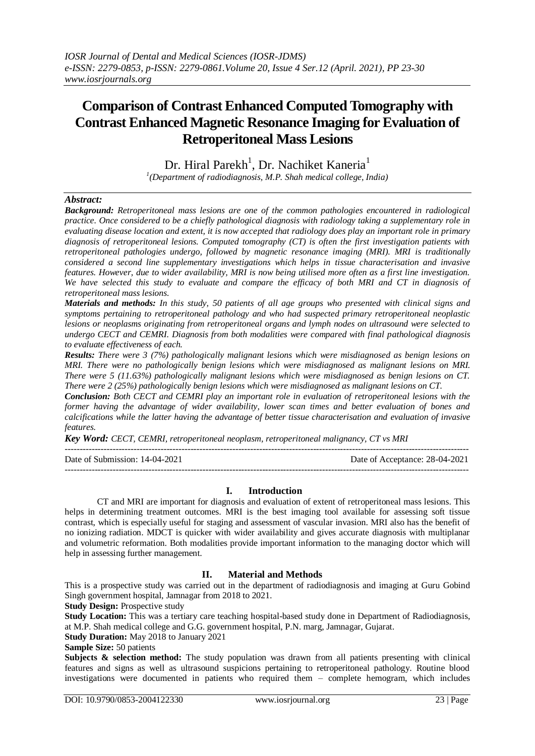# Comparison of Contrast Enhanced Computed Tomography with Contrast Enhanced Magnetic Resonance Imaging for Evaluation of Retroperitoneal Mass Lesions

Dr. Hiral Parekh[1], Dr. Nachiket Kaneria[1]

[1](Department of radiodiagnosis, M.P. Shah medical college, India)

***Abstract:***

***Background:*** *Retroperitoneal mass lesions are one of the common pathologies encountered in radiological practice. Once considered to be a chiefly pathological diagnosis with radiology taking a supplementary role in evaluating disease location and extent, it is now accepted that radiology does play an important role in primary diagnosis of retroperitoneal lesions. Computed tomography (CT) is often the first investigation patients with retroperitoneal pathologies undergo, followed by magnetic resonance imaging (MRI). MRI is traditionally considered a second line supplementary investigations which helps in tissue characterisation and invasive features. However, due to wider availability, MRI is now being utilised more often as a first line investigation. We have selected this study to evaluate and compare the efficacy of both MRI and CT in diagnosis of retroperitoneal mass lesions.*

***Materials and methods:*** *In this study, 50 patients of all age groups who presented with clinical signs and symptoms pertaining to retroperitoneal pathology and who had suspected primary retroperitoneal neoplastic lesions or neoplasms originating from retroperitoneal organs and lymph nodes on ultrasound were selected to undergo CECT and CEMRI. Diagnosis from both modalities were compared with final pathological diagnosis to evaluate effectiveness of each.*

***Results:*** *There were 3 (7%) pathologically malignant lesions which were misdiagnosed as benign lesions on MRI. There were no pathologically benign lesions which were misdiagnosed as malignant lesions on MRI. There were 5 (11.63%) pathologically malignant lesions which were misdiagnosed as benign lesions on CT. There were 2 (25%) pathologically benign lesions which were misdiagnosed as malignant lesions on CT.*

***Conclusion:*** *Both CECT and CEMRI play an important role in evaluation of retroperitoneal lesions with the former having the advantage of wider availability, lower scan times and better evaluation of bones and calcifications while the latter having the advantage of better tissue characterisation and evaluation of invasive features.*

***Key Word:*** *CECT, CEMRI, retroperitoneal neoplasm, retroperitoneal malignancy, CT vs MRI*

---

Date of Submission: 14-04-2021 Date of Acceptance: 28-04-2021

---

## I. Introduction

CT and MRI are important for diagnosis and evaluation of extent of retroperitoneal mass lesions. This helps in determining treatment outcomes. MRI is the best imaging tool available for assessing soft tissue contrast, which is especially useful for staging and assessment of vascular invasion. MRI also has the benefit of no ionizing radiation. MDCT is quicker with wider availability and gives accurate diagnosis with multiplanar and volumetric reformation. Both modalities provide important information to the managing doctor which will help in assessing further management.

## II. Material and Methods

This is a prospective study was carried out in the department of radiodiagnosis and imaging at Guru Gobind Singh government hospital, Jamnagar from 2018 to 2021.

**Study Design:** Prospective study

**Study Location:** This was a tertiary care teaching hospital-based study done in Department of Radiodiagnosis, at M.P. Shah medical college and G.G. government hospital, P.N. marg, Jamnagar, Gujarat.

**Study Duration:** May 2018 to January 2021

**Sample Size:** 50 patients

**Subjects & selection method:** The study population was drawn from all patients presenting with clinical features and signs as well as ultrasound suspicions pertaining to retroperitoneal pathology. Routine blood investigations were documented in patients who required them – complete hemogram, which includes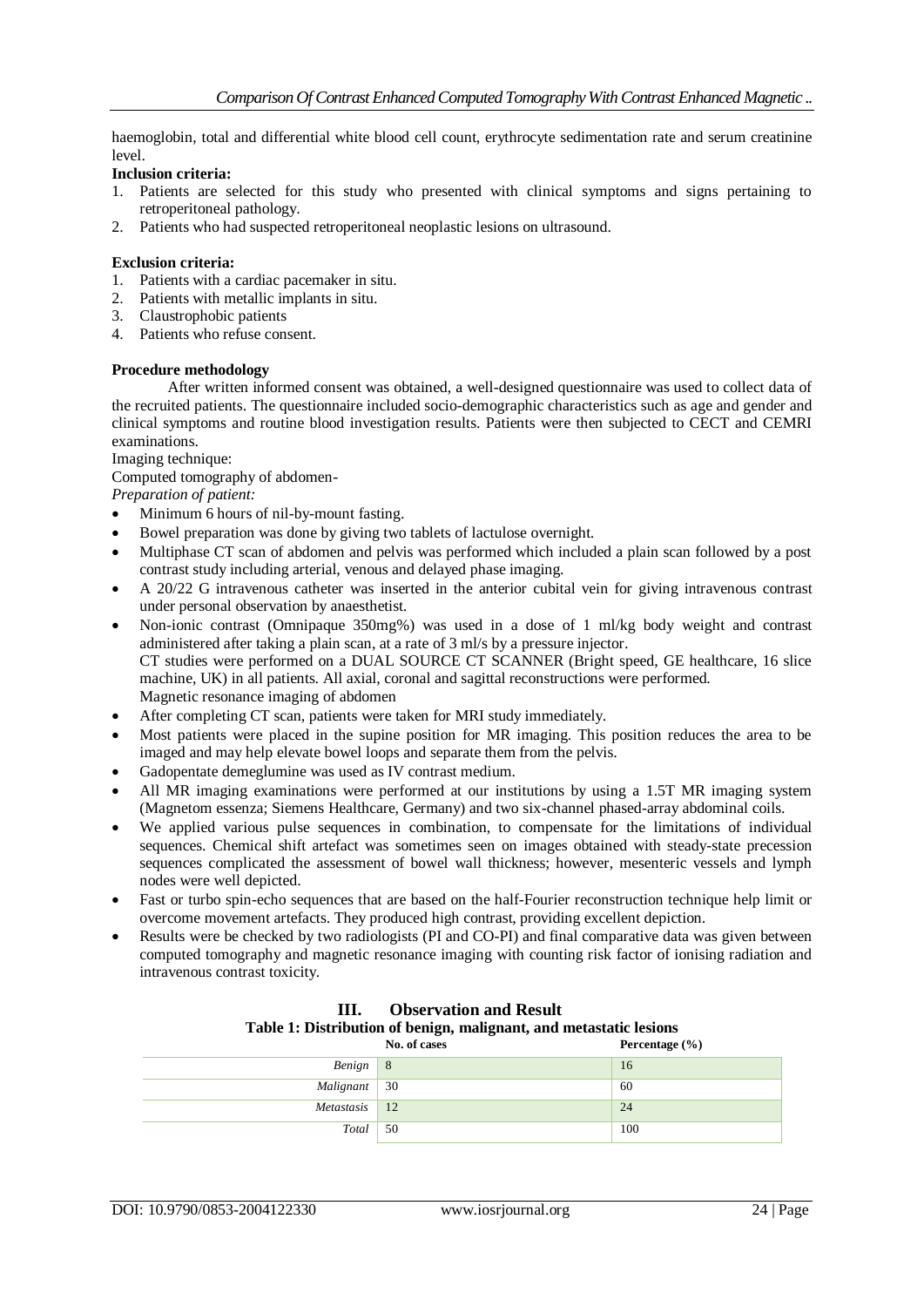haemoglobin, total and differential white blood cell count, erythrocyte sedimentation rate and serum creatinine level.

**Inclusion criteria:**

1. Patients are selected for this study who presented with clinical symptoms and signs pertaining to retroperitoneal pathology.
2. Patients who had suspected retroperitoneal neoplastic lesions on ultrasound.

**Exclusion criteria:**

1. Patients with a cardiac pacemaker in situ.
2. Patients with metallic implants in situ.
3. Claustrophobic patients
4. Patients who refuse consent.

**Procedure methodology**

After written informed consent was obtained, a well-designed questionnaire was used to collect data of the recruited patients. The questionnaire included socio-demographic characteristics such as age and gender and clinical symptoms and routine blood investigation results. Patients were then subjected to CECT and CEMRI examinations.

Imaging technique:

Computed tomography of abdomen-

*Preparation of patient:*

- Minimum 6 hours of nil-by-mount fasting.
- Bowel preparation was done by giving two tablets of lactulose overnight.
- Multiphase CT scan of abdomen and pelvis was performed which included a plain scan followed by a post contrast study including arterial, venous and delayed phase imaging.
- A 20/22 G intravenous catheter was inserted in the anterior cubital vein for giving intravenous contrast under personal observation by anaesthetist.
- Non-ionic contrast (Omnipaque 350mg%) was used in a dose of 1 ml/kg body weight and contrast administered after taking a plain scan, at a rate of 3 ml/s by a pressure injector.

  CT studies were performed on a DUAL SOURCE CT SCANNER (Bright speed, GE healthcare, 16 slice machine, UK) in all patients. All axial, coronal and sagittal reconstructions were performed.

  Magnetic resonance imaging of abdomen

- After completing CT scan, patients were taken for MRI study immediately.
- Most patients were placed in the supine position for MR imaging. This position reduces the area to be imaged and may help elevate bowel loops and separate them from the pelvis.
- Gadopentate demeglumine was used as IV contrast medium.
- All MR imaging examinations were performed at our institutions by using a 1.5T MR imaging system (Magnetom essenza; Siemens Healthcare, Germany) and two six-channel phased-array abdominal coils.
- We applied various pulse sequences in combination, to compensate for the limitations of individual sequences. Chemical shift artefact was sometimes seen on images obtained with steady-state precession sequences complicated the assessment of bowel wall thickness; however, mesenteric vessels and lymph nodes were well depicted.
- Fast or turbo spin-echo sequences that are based on the half-Fourier reconstruction technique help limit or overcome movement artefacts. They produced high contrast, providing excellent depiction.
- Results were be checked by two radiologists (PI and CO-PI) and final comparative data was given between computed tomography and magnetic resonance imaging with counting risk factor of ionising radiation and intravenous contrast toxicity.

## III. Observation and Result

**Table 1: Distribution of benign, malignant, and metastatic lesions**

| | No. of cases | Percentage (%) |
|---|---|---|
| *Benign* | 8 | 16 |
| *Malignant* | 30 | 60 |
| *Metastasis* | 12 | 24 |
| *Total* | 50 | 100 |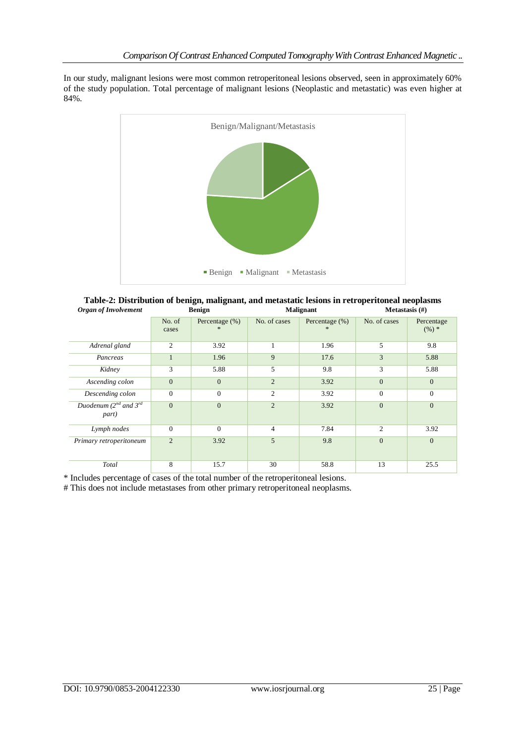In our study, malignant lesions were most common retroperitoneal lesions observed, seen in approximately 60% of the study population. Total percentage of malignant lesions (Neoplastic and metastatic) was even higher at 84%.

Benign/Malignant/Metastasis

Benign
Malignant
Metastasis

**Table-2: Distribution of benign, malignant, and metastatic lesions in retroperitoneal neoplasms**

| *Organ of Involvement* | **Benign** | | **Malignant** | | **Metastasis (#)** | |
|---|---|---|---|---|---|---|
| | No. of cases | Percentage (%) * | No. of cases | Percentage (%) * | No. of cases | Percentage (%) * |
| *Adrenal gland* | 2 | 3.92 | 1 | 1.96 | 5 | 9.8 |
| *Pancreas* | 1 | 1.96 | 9 | 17.6 | 3 | 5.88 |
| *Kidney* | 3 | 5.88 | 5 | 9.8 | 3 | 5.88 |
| *Ascending colon* | 0 | 0 | 2 | 3.92 | 0 | 0 |
| *Descending colon* | 0 | 0 | 2 | 3.92 | 0 | 0 |
| *Duodenum (2nd and 3rd part)* | 0 | 0 | 2 | 3.92 | 0 | 0 |
| *Lymph nodes* | 0 | 0 | 4 | 7.84 | 2 | 3.92 |
| *Primary retroperitoneum* | 2 | 3.92 | 5 | 9.8 | 0 | 0 |
| *Total* | 8 | 15.7 | 30 | 58.8 | 13 | 25.5 |

* Includes percentage of cases of the total number of the retroperitoneal lesions.

# This does not include metastases from other primary retroperitoneal neoplasms.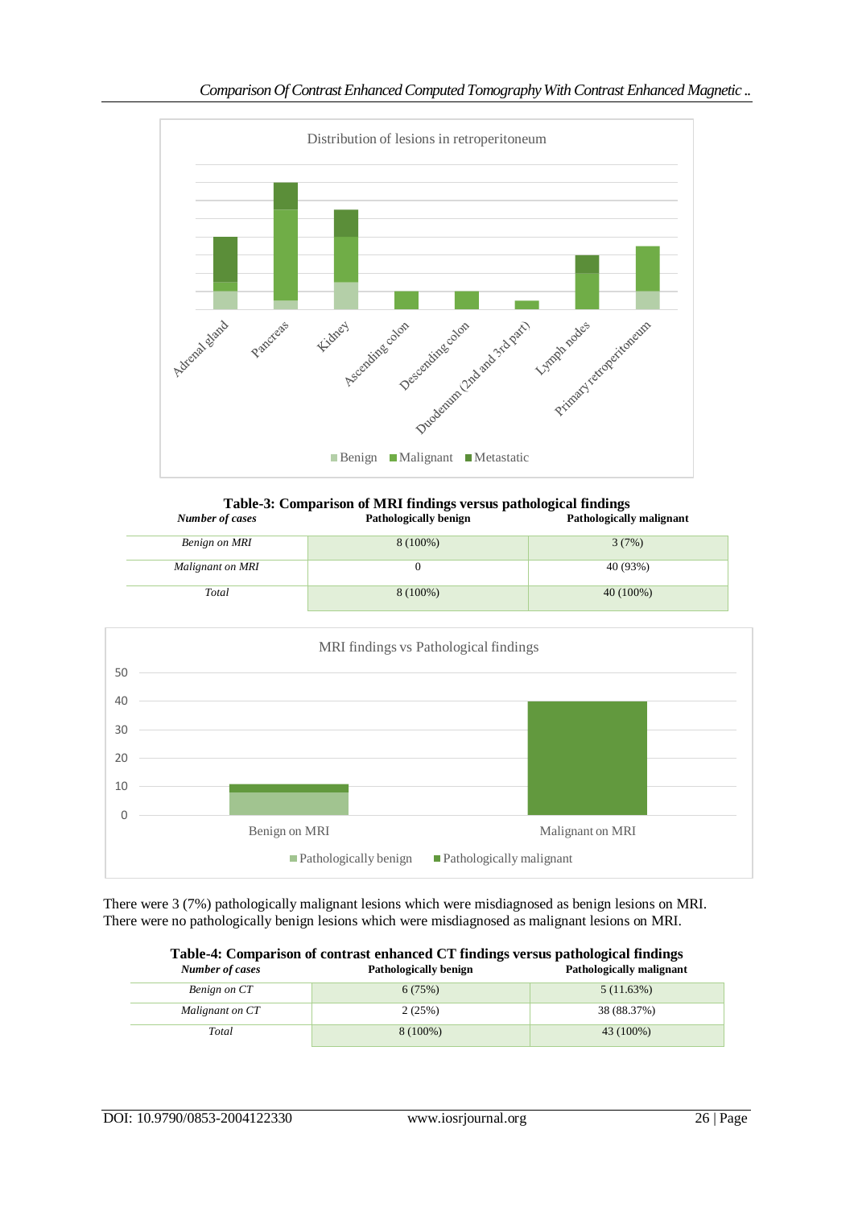Distribution of lesions in retroperitoneum

Adrenal gland
Pancreas
Kidney
Ascending colon
Descending colon
Duodenum (2nd and 3rd part)
Lymph nodes
Primary retroperitoneum

Benign Malignant Metastatic

**Table-3: Comparison of MRI findings versus pathological findings**

| *Number of cases* | Pathologically benign | Pathologically malignant |
|---|---|---|
| *Benign on MRI* | 8 (100%) | 3 (7%) |
| *Malignant on MRI* | 0 | 40 (93%) |
| *Total* | 8 (100%) | 40 (100%) |

MRI findings vs Pathological findings

50
40
30
20
10
0

Benign on MRI
Malignant on MRI

Pathologically benign Pathologically malignant

There were 3 (7%) pathologically malignant lesions which were misdiagnosed as benign lesions on MRI. There were no pathologically benign lesions which were misdiagnosed as malignant lesions on MRI.

**Table-4: Comparison of contrast enhanced CT findings versus pathological findings**

| *Number of cases* | Pathologically benign | Pathologically malignant |
|---|---|---|
| *Benign on CT* | 6 (75%) | 5 (11.63%) |
| *Malignant on CT* | 2 (25%) | 38 (88.37%) |
| *Total* | 8 (100%) | 43 (100%) |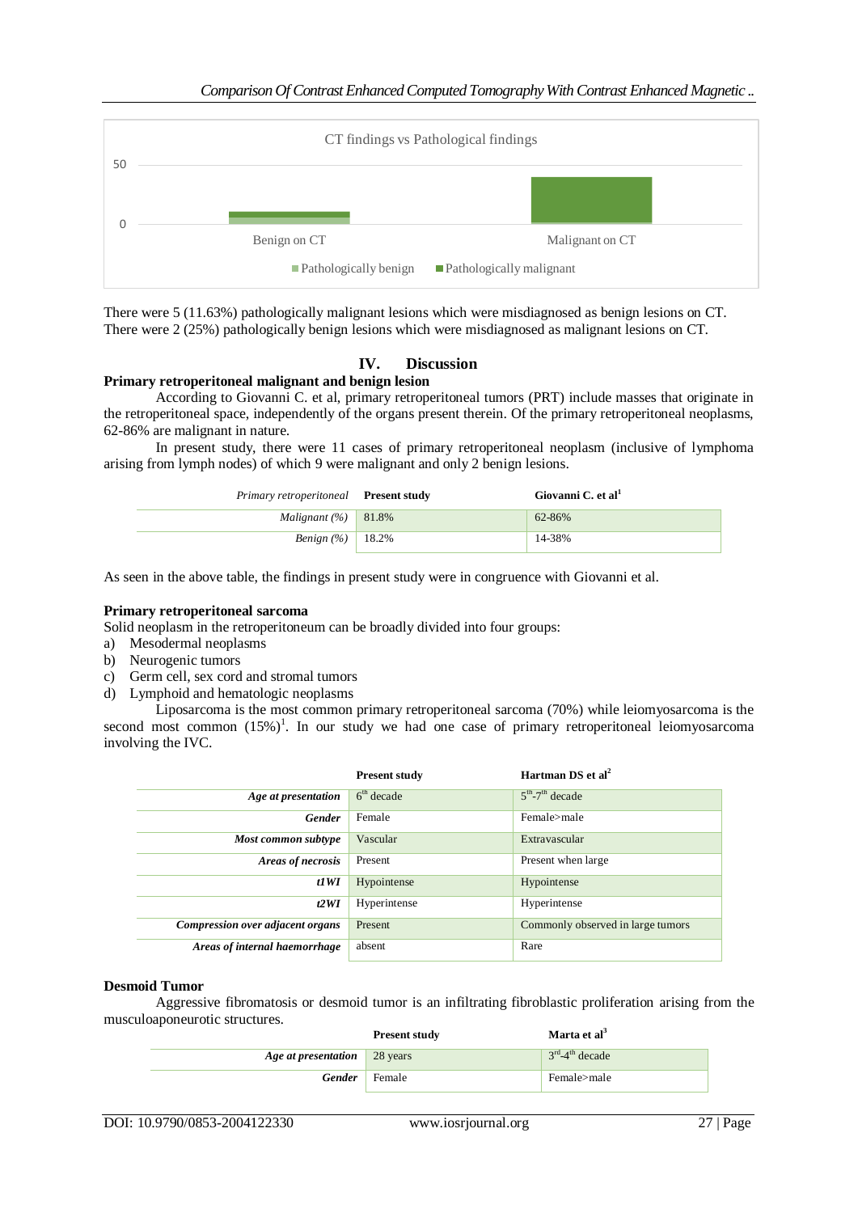CT findings vs Pathological findings

There were 5 (11.63%) pathologically malignant lesions which were misdiagnosed as benign lesions on CT. There were 2 (25%) pathologically benign lesions which were misdiagnosed as malignant lesions on CT.

## IV. Discussion

**Primary retroperitoneal malignant and benign lesion**

According to Giovanni C. et al, primary retroperitoneal tumors (PRT) include masses that originate in the retroperitoneal space, independently of the organs present therein. Of the primary retroperitoneal neoplasms, 62-86% are malignant in nature.

In present study, there were 11 cases of primary retroperitoneal neoplasm (inclusive of lymphoma arising from lymph nodes) of which 9 were malignant and only 2 benign lesions.

| *Primary retroperitoneal* | **Present study** | **Giovanni C. et al[1]** |
|---|---|---|
| *Malignant (%)* | 81.8% | 62-86% |
| *Benign (%)* | 18.2% | 14-38% |

As seen in the above table, the findings in present study were in congruence with Giovanni et al.

**Primary retroperitoneal sarcoma**

Solid neoplasm in the retroperitoneum can be broadly divided into four groups:

a) Mesodermal neoplasms
b) Neurogenic tumors
c) Germ cell, sex cord and stromal tumors
d) Lymphoid and hematologic neoplasms

Liposarcoma is the most common primary retroperitoneal sarcoma (70%) while leiomyosarcoma is the second most common (15%)[1]. In our study we had one case of primary retroperitoneal leiomyosarcoma involving the IVC.

| | **Present study** | **Hartman DS et al[2]** |
|---|---|---|
| ***Age at presentation*** | 6th decade | 5th-7th decade |
| ***Gender*** | Female | Female>male |
| ***Most common subtype*** | Vascular | Extravascular |
| ***Areas of necrosis*** | Present | Present when large |
| ***t1WI*** | Hypointense | Hypointense |
| ***t2WI*** | Hyperintense | Hyperintense |
| ***Compression over adjacent organs*** | Present | Commonly observed in large tumors |
| ***Areas of internal haemorrhage*** | absent | Rare |

**Desmoid Tumor**

Aggressive fibromatosis or desmoid tumor is an infiltrating fibroblastic proliferation arising from the musculoaponeurotic structures.

| | **Present study** | **Marta et al[3]** |
|---|---|---|
| ***Age at presentation*** | 28 years | 3rd-4th decade |
| ***Gender*** | Female | Female>male |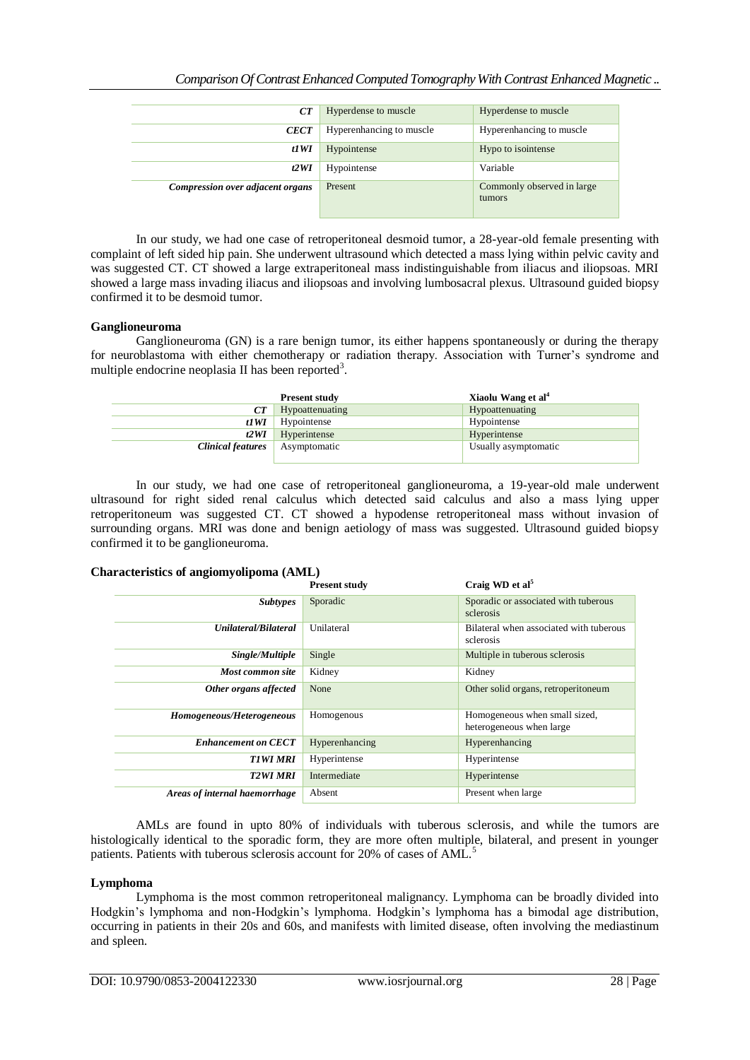| | | |
|---|---|---|
| ***CT*** | Hyperdense to muscle | Hyperdense to muscle |
| ***CECT*** | Hyperenhancing to muscle | Hyperenhancing to muscle |
| ***t1WI*** | Hypointense | Hypo to isointense |
| ***t2WI*** | Hypointense | Variable |
| ***Compression over adjacent organs*** | Present | Commonly observed in large tumors |

In our study, we had one case of retroperitoneal desmoid tumor, a 28-year-old female presenting with complaint of left sided hip pain. She underwent ultrasound which detected a mass lying within pelvic cavity and was suggested CT. CT showed a large extraperitoneal mass indistinguishable from iliacus and iliopsoas. MRI showed a large mass invading iliacus and iliopsoas and involving lumbosacral plexus. Ultrasound guided biopsy confirmed it to be desmoid tumor.

**Ganglioneuroma**

Ganglioneuroma (GN) is a rare benign tumor, its either happens spontaneously or during the therapy for neuroblastoma with either chemotherapy or radiation therapy. Association with Turner's syndrome and multiple endocrine neoplasia II has been reported[3].

| | Present study | Xiaolu Wang et al[4] |
|---|---|---|
| ***CT*** | Hypoattenuating | Hypoattenuating |
| ***t1WI*** | Hypointense | Hypointense |
| ***t2WI*** | Hyperintense | Hyperintense |
| ***Clinical features*** | Asymptomatic | Usually asymptomatic |

In our study, we had one case of retroperitoneal ganglioneuroma, a 19-year-old male underwent ultrasound for right sided renal calculus which detected said calculus and also a mass lying upper retroperitoneum was suggested CT. CT showed a hypodense retroperitoneal mass without invasion of surrounding organs. MRI was done and benign aetiology of mass was suggested. Ultrasound guided biopsy confirmed it to be ganglioneuroma.

**Characteristics of angiomyolipoma (AML)**

| | Present study | Craig WD et al[5] |
|---|---|---|
| ***Subtypes*** | Sporadic | Sporadic or associated with tuberous sclerosis |
| ***Unilateral/Bilateral*** | Unilateral | Bilateral when associated with tuberous sclerosis |
| ***Single/Multiple*** | Single | Multiple in tuberous sclerosis |
| ***Most common site*** | Kidney | Kidney |
| ***Other organs affected*** | None | Other solid organs, retroperitoneum |
| ***Homogeneous/Heterogeneous*** | Homogenous | Homogeneous when small sized, heterogeneous when large |
| ***Enhancement on CECT*** | Hyperenhancing | Hyperenhancing |
| ***T1WI MRI*** | Hyperintense | Hyperintense |
| ***T2WI MRI*** | Intermediate | Hyperintense |
| ***Areas of internal haemorrhage*** | Absent | Present when large |

AMLs are found in upto 80% of individuals with tuberous sclerosis, and while the tumors are histologically identical to the sporadic form, they are more often multiple, bilateral, and present in younger patients. Patients with tuberous sclerosis account for 20% of cases of AML.[5]

**Lymphoma**

Lymphoma is the most common retroperitoneal malignancy. Lymphoma can be broadly divided into Hodgkin's lymphoma and non-Hodgkin's lymphoma. Hodgkin's lymphoma has a bimodal age distribution, occurring in patients in their 20s and 60s, and manifests with limited disease, often involving the mediastinum and spleen.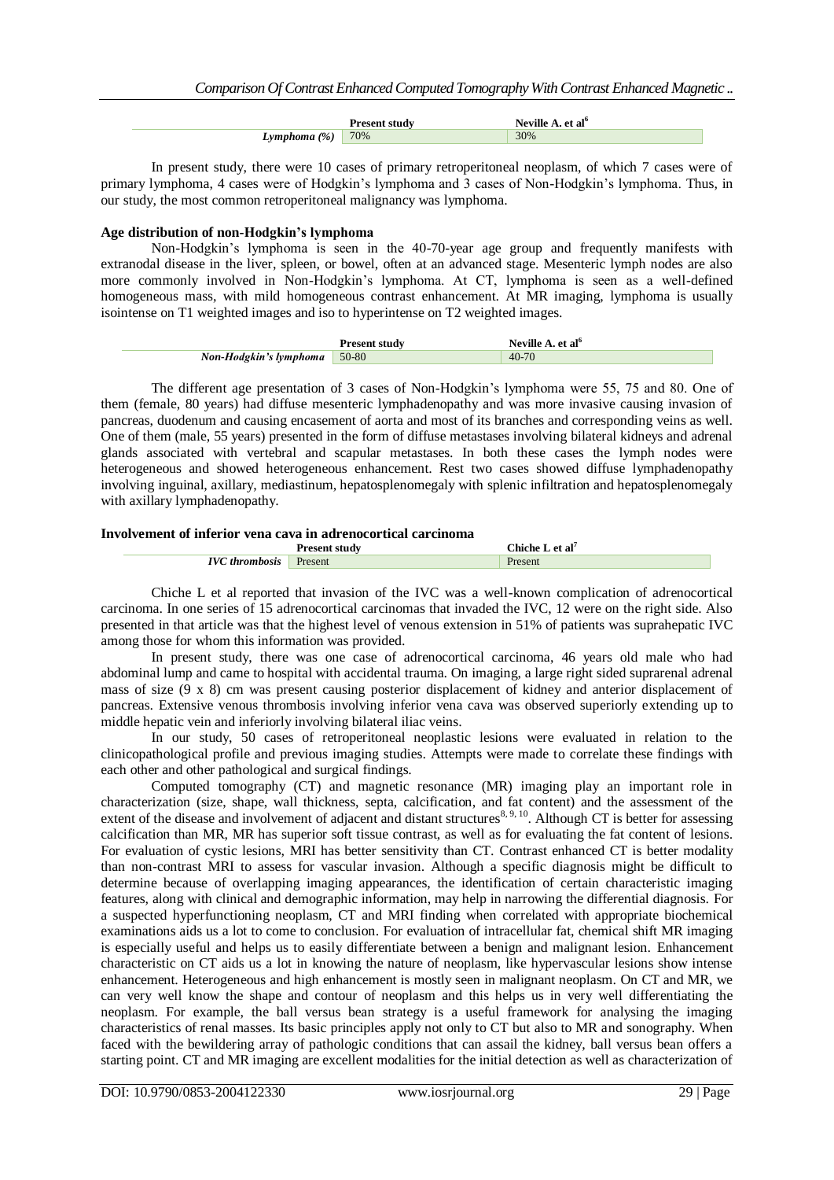| | Present study | Neville A. et al[6] |
|---|---|---|
| *Lymphoma (%)* | 70% | 30% |

In present study, there were 10 cases of primary retroperitoneal neoplasm, of which 7 cases were of primary lymphoma, 4 cases were of Hodgkin's lymphoma and 3 cases of Non-Hodgkin's lymphoma. Thus, in our study, the most common retroperitoneal malignancy was lymphoma.

**Age distribution of non-Hodgkin's lymphoma**

Non-Hodgkin's lymphoma is seen in the 40-70-year age group and frequently manifests with extranodal disease in the liver, spleen, or bowel, often at an advanced stage. Mesenteric lymph nodes are also more commonly involved in Non-Hodgkin's lymphoma. At CT, lymphoma is seen as a well-defined homogeneous mass, with mild homogeneous contrast enhancement. At MR imaging, lymphoma is usually isointense on T1 weighted images and iso to hyperintense on T2 weighted images.

| | Present study | Neville A. et al[6] |
|---|---|---|
| *Non-Hodgkin's lymphoma* | 50-80 | 40-70 |

The different age presentation of 3 cases of Non-Hodgkin's lymphoma were 55, 75 and 80. One of them (female, 80 years) had diffuse mesenteric lymphadenopathy and was more invasive causing invasion of pancreas, duodenum and causing encasement of aorta and most of its branches and corresponding veins as well. One of them (male, 55 years) presented in the form of diffuse metastases involving bilateral kidneys and adrenal glands associated with vertebral and scapular metastases. In both these cases the lymph nodes were heterogeneous and showed heterogeneous enhancement. Rest two cases showed diffuse lymphadenopathy involving inguinal, axillary, mediastinum, hepatosplenomegaly with splenic infiltration and hepatosplenomegaly with axillary lymphadenopathy.

**Involvement of inferior vena cava in adrenocortical carcinoma**

| | Present study | Chiche L et al[7] |
|---|---|---|
| *IVC thrombosis* | Present | Present |

Chiche L et al reported that invasion of the IVC was a well-known complication of adrenocortical carcinoma. In one series of 15 adrenocortical carcinomas that invaded the IVC, 12 were on the right side. Also presented in that article was that the highest level of venous extension in 51% of patients was suprahepatic IVC among those for whom this information was provided.

In present study, there was one case of adrenocortical carcinoma, 46 years old male who had abdominal lump and came to hospital with accidental trauma. On imaging, a large right sided suprarenal adrenal mass of size (9 x 8) cm was present causing posterior displacement of kidney and anterior displacement of pancreas. Extensive venous thrombosis involving inferior vena cava was observed superiorly extending up to middle hepatic vein and inferiorly involving bilateral iliac veins.

In our study, 50 cases of retroperitoneal neoplastic lesions were evaluated in relation to the clinicopathological profile and previous imaging studies. Attempts were made to correlate these findings with each other and other pathological and surgical findings.

Computed tomography (CT) and magnetic resonance (MR) imaging play an important role in characterization (size, shape, wall thickness, septa, calcification, and fat content) and the assessment of the extent of the disease and involvement of adjacent and distant structures[8, 9, 10]. Although CT is better for assessing calcification than MR, MR has superior soft tissue contrast, as well as for evaluating the fat content of lesions. For evaluation of cystic lesions, MRI has better sensitivity than CT. Contrast enhanced CT is better modality than non-contrast MRI to assess for vascular invasion. Although a specific diagnosis might be difficult to determine because of overlapping imaging appearances, the identification of certain characteristic imaging features, along with clinical and demographic information, may help in narrowing the differential diagnosis. For a suspected hyperfunctioning neoplasm, CT and MRI finding when correlated with appropriate biochemical examinations aids us a lot to come to conclusion. For evaluation of intracellular fat, chemical shift MR imaging is especially useful and helps us to easily differentiate between a benign and malignant lesion. Enhancement characteristic on CT aids us a lot in knowing the nature of neoplasm, like hypervascular lesions show intense enhancement. Heterogeneous and high enhancement is mostly seen in malignant neoplasm. On CT and MR, we can very well know the shape and contour of neoplasm and this helps us in very well differentiating the neoplasm. For example, the ball versus bean strategy is a useful framework for analysing the imaging characteristics of renal masses. Its basic principles apply not only to CT but also to MR and sonography. When faced with the bewildering array of pathologic conditions that can assail the kidney, ball versus bean offers a starting point. CT and MR imaging are excellent modalities for the initial detection as well as characterization of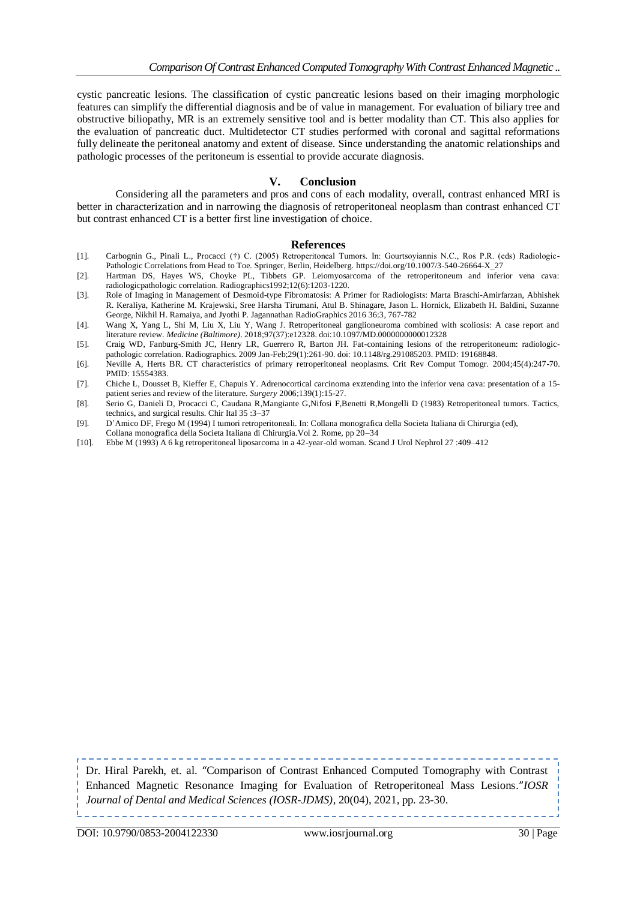cystic pancreatic lesions. The classification of cystic pancreatic lesions based on their imaging morphologic features can simplify the differential diagnosis and be of value in management. For evaluation of biliary tree and obstructive biliopathy, MR is an extremely sensitive tool and is better modality than CT. This also applies for the evaluation of pancreatic duct. Multidetector CT studies performed with coronal and sagittal reformations fully delineate the peritoneal anatomy and extent of disease. Since understanding the anatomic relationships and pathologic processes of the peritoneum is essential to provide accurate diagnosis.

## V. Conclusion

Considering all the parameters and pros and cons of each modality, overall, contrast enhanced MRI is better in characterization and in narrowing the diagnosis of retroperitoneal neoplasm than contrast enhanced CT but contrast enhanced CT is a better first line investigation of choice.

## References

[1]. Carbognin G., Pinali L., Procacci (†) C. (2005) Retroperitoneal Tumors. In: Gourtsoyiannis N.C., Ros P.R. (eds) Radiologic-Pathologic Correlations from Head to Toe. Springer, Berlin, Heidelberg. https://doi.org/10.1007/3-540-26664-X_27

[2]. Hartman DS, Hayes WS, Choyke PL, Tibbets GP. Leiomyosarcoma of the retroperitoneum and inferior vena cava: radiologicpathologic correlation. Radiographics1992;12(6):1203-1220.

[3]. Role of Imaging in Management of Desmoid-type Fibromatosis: A Primer for Radiologists: Marta Braschi-Amirfarzan, Abhishek R. Keraliya, Katherine M. Krajewski, Sree Harsha Tirumani, Atul B. Shinagare, Jason L. Hornick, Elizabeth H. Baldini, Suzanne George, Nikhil H. Ramaiya, and Jyothi P. Jagannathan RadioGraphics 2016 36:3, 767-782

[4]. Wang X, Yang L, Shi M, Liu X, Liu Y, Wang J. Retroperitoneal ganglioneuroma combined with scoliosis: A case report and literature review. *Medicine (Baltimore)*. 2018;97(37):e12328. doi:10.1097/MD.0000000000012328

[5]. Craig WD, Fanburg-Smith JC, Henry LR, Guerrero R, Barton JH. Fat-containing lesions of the retroperitoneum: radiologic-pathologic correlation. Radiographics. 2009 Jan-Feb;29(1):261-90. doi: 10.1148/rg.291085203. PMID: 19168848.

[6]. Neville A, Herts BR. CT characteristics of primary retroperitoneal neoplasms. Crit Rev Comput Tomogr. 2004;45(4):247-70. PMID: 15554383.

[7]. Chiche L, Dousset B, Kieffer E, Chapuis Y. Adrenocortical carcinoma exztending into the inferior vena cava: presentation of a 15-patient series and review of the literature. *Surgery* 2006;139(1):15-27.

[8]. Serio G, Danieli D, Procacci C, Caudana R,Mangiante G,Nifosi F,Benetti R,Mongelli D (1983) Retroperitoneal tumors. Tactics, technics, and surgical results. Chir Ital 35 :3–37

[9]. D'Amico DF, Frego M (1994) I tumori retroperitoneali. In: Collana monografica della Societa Italiana di Chirurgia (ed), Collana monografica della Societa Italiana di Chirurgia.Vol 2. Rome, pp 20–34

[10]. Ebbe M (1993) A 6 kg retroperitoneal liposarcoma in a 42-year-old woman. Scand J Urol Nephrol 27 :409–412

Dr. Hiral Parekh, et. al. "Comparison of Contrast Enhanced Computed Tomography with Contrast Enhanced Magnetic Resonance Imaging for Evaluation of Retroperitoneal Mass Lesions."*IOSR Journal of Dental and Medical Sciences (IOSR-JDMS)*, 20(04), 2021, pp. 23-30.